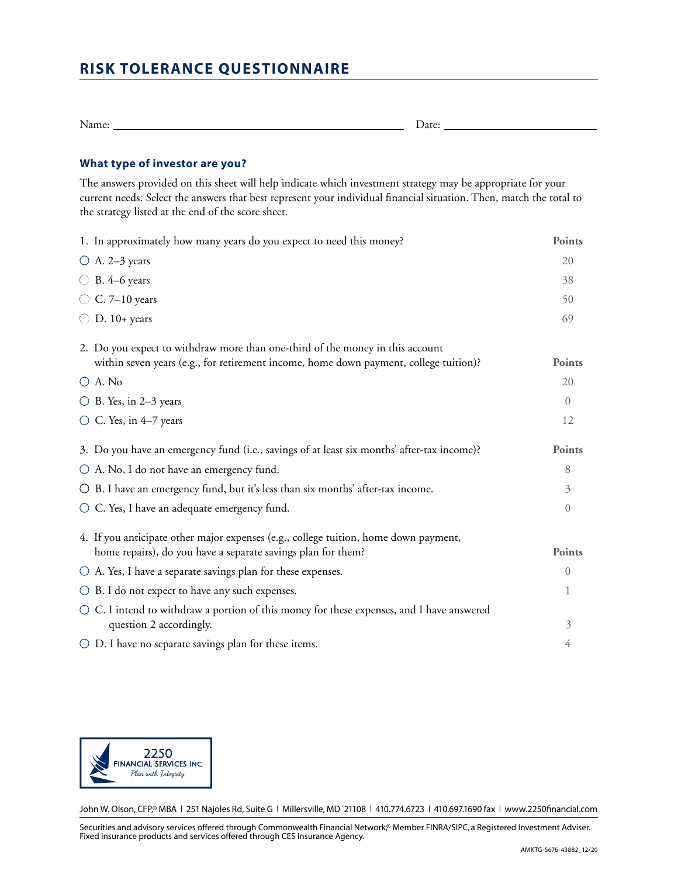# RISK TOLERANCE QUESTIONNAIRE

Name: ______________________________ Date: ______________

## What type of investor are you?

The answers provided on this sheet will help indicate which investment strategy may be appropriate for your current needs. Select the answers that best represent your individual financial situation. Then, match the total to the strategy listed at the end of the score sheet.

| 1. In approximately how many years do you expect to need this money? | Points |
|---|---|
| ○ A. 2–3 years | 20 |
| ○ B. 4–6 years | 38 |
| ○ C. 7–10 years | 50 |
| ○ D. 10+ years | 69 |

| 2. Do you expect to withdraw more than one-third of the money in this account within seven years (e.g., for retirement income, home down payment, college tuition)? | Points |
|---|---|
| ○ A. No | 20 |
| ○ B. Yes, in 2–3 years | 0 |
| ○ C. Yes, in 4–7 years | 12 |

| 3. Do you have an emergency fund (i.e., savings of at least six months' after-tax income)? | Points |
|---|---|
| ○ A. No, I do not have an emergency fund. | 8 |
| ○ B. I have an emergency fund, but it's less than six months' after-tax income. | 3 |
| ○ C. Yes, I have an adequate emergency fund. | 0 |

| 4. If you anticipate other major expenses (e.g., college tuition, home down payment, home repairs), do you have a separate savings plan for them? | Points |
|---|---|
| ○ A. Yes, I have a separate savings plan for these expenses. | 0 |
| ○ B. I do not expect to have any such expenses. | 1 |
| ○ C. I intend to withdraw a portion of this money for these expenses, and I have answered question 2 accordingly. | 3 |
| ○ D. I have no separate savings plan for these items. | 4 |

2250 FINANCIAL SERVICES INC. *Plan with Integrity*

John W. Olson, CFP,® MBA | 251 Najoles Rd, Suite G | Millersville, MD 21108 | 410.774.6723 | 410.697.1690 fax | www.2250financial.com

Securities and advisory services offered through Commonwealth Financial Network,® Member FINRA/SIPC, a Registered Investment Adviser. Fixed insurance products and services offered through CES Insurance Agency.

AMKTG-5676-43882_12/20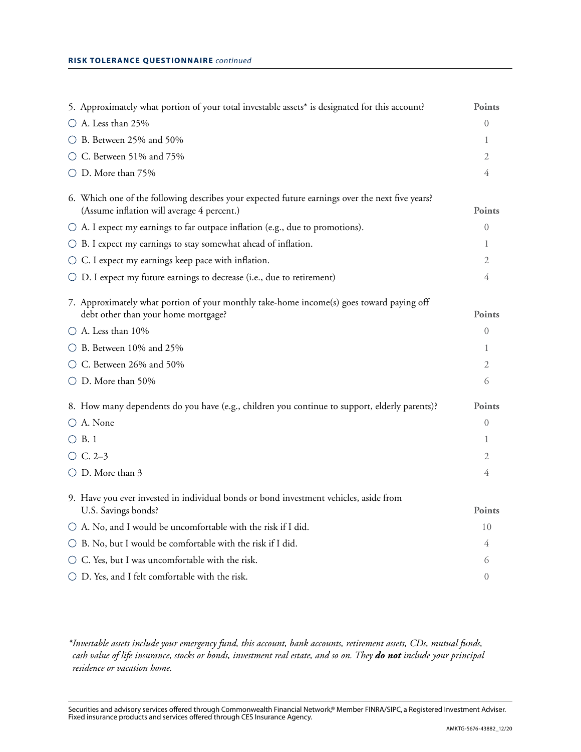| 5. Approximately what portion of your total investable assets* is designated for this account? | Points |
| --- | --- |
| ○ A. Less than 25% | 0 |
| ○ B. Between 25% and 50% | 1 |
| ○ C. Between 51% and 75% | 2 |
| ○ D. More than 75% | 4 |

| 6. Which one of the following describes your expected future earnings over the next five years? (Assume inflation will average 4 percent.) | Points |
| --- | --- |
| ○ A. I expect my earnings to far outpace inflation (e.g., due to promotions). | 0 |
| ○ B. I expect my earnings to stay somewhat ahead of inflation. | 1 |
| ○ C. I expect my earnings keep pace with inflation. | 2 |
| ○ D. I expect my future earnings to decrease (i.e., due to retirement) | 4 |

| 7. Approximately what portion of your monthly take-home income(s) goes toward paying off debt other than your home mortgage? | Points |
| --- | --- |
| ○ A. Less than 10% | 0 |
| ○ B. Between 10% and 25% | 1 |
| ○ C. Between 26% and 50% | 2 |
| ○ D. More than 50% | 6 |

| 8. How many dependents do you have (e.g., children you continue to support, elderly parents)? | Points |
| --- | --- |
| ○ A. None | 0 |
| ○ B. 1 | 1 |
| ○ C. 2–3 | 2 |
| ○ D. More than 3 | 4 |

| 9. Have you ever invested in individual bonds or bond investment vehicles, aside from U.S. Savings bonds? | Points |
| --- | --- |
| ○ A. No, and I would be uncomfortable with the risk if I did. | 10 |
| ○ B. No, but I would be comfortable with the risk if I did. | 4 |
| ○ C. Yes, but I was uncomfortable with the risk. | 6 |
| ○ D. Yes, and I felt comfortable with the risk. | 0 |

**Investable assets include your emergency fund, this account, bank accounts, retirement assets, CDs, mutual funds, cash value of life insurance, stocks or bonds, investment real estate, and so on. They* ***do not*** *include your principal residence or vacation home.*

Securities and advisory services offered through Commonwealth Financial Network,® Member FINRA/SIPC, a Registered Investment Adviser. Fixed insurance products and services offered through CES Insurance Agency.

AMKTG-5676-43882_12/20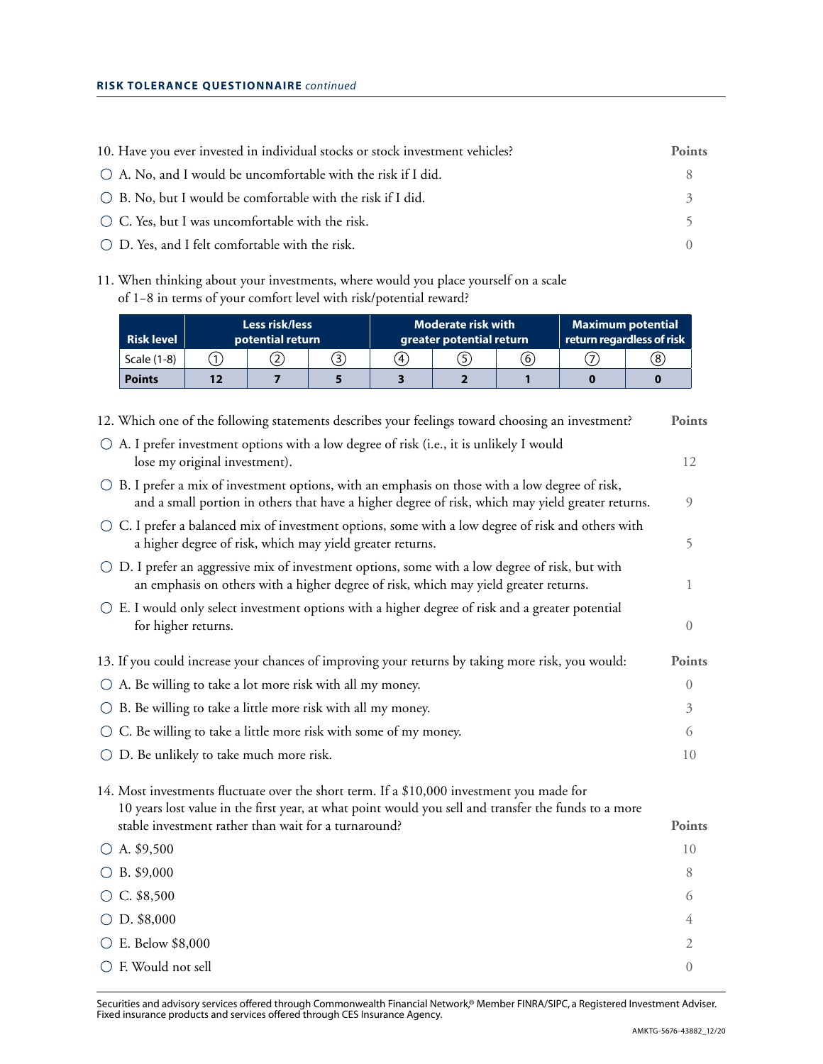**RISK TOLERANCE QUESTIONNAIRE** *continued*

| 10. Have you ever invested in individual stocks or stock investment vehicles? | Points |
|---|---|
| ○ A. No, and I would be uncomfortable with the risk if I did. | 8 |
| ○ B. No, but I would be comfortable with the risk if I did. | 3 |
| ○ C. Yes, but I was uncomfortable with the risk. | 5 |
| ○ D. Yes, and I felt comfortable with the risk. | 0 |

11. When thinking about your investments, where would you place yourself on a scale of 1–8 in terms of your comfort level with risk/potential reward?

| Risk level | Less risk/less potential return | | | Moderate risk with greater potential return | | | Maximum potential return regardless of risk | |
|---|---|---|---|---|---|---|---|---|
| Scale (1-8) | ① | ② | ③ | ④ | ⑤ | ⑥ | ⑦ | ⑧ |
| **Points** | **12** | **7** | **5** | **3** | **2** | **1** | **0** | **0** |

| 12. Which one of the following statements describes your feelings toward choosing an investment? | Points |
|---|---|
| ○ A. I prefer investment options with a low degree of risk (i.e., it is unlikely I would lose my original investment). | 12 |
| ○ B. I prefer a mix of investment options, with an emphasis on those with a low degree of risk, and a small portion in others that have a higher degree of risk, which may yield greater returns. | 9 |
| ○ C. I prefer a balanced mix of investment options, some with a low degree of risk and others with a higher degree of risk, which may yield greater returns. | 5 |
| ○ D. I prefer an aggressive mix of investment options, some with a low degree of risk, but with an emphasis on others with a higher degree of risk, which may yield greater returns. | 1 |
| ○ E. I would only select investment options with a higher degree of risk and a greater potential for higher returns. | 0 |

| 13. If you could increase your chances of improving your returns by taking more risk, you would: | Points |
|---|---|
| ○ A. Be willing to take a lot more risk with all my money. | 0 |
| ○ B. Be willing to take a little more risk with all my money. | 3 |
| ○ C. Be willing to take a little more risk with some of my money. | 6 |
| ○ D. Be unlikely to take much more risk. | 10 |

| 14. Most investments fluctuate over the short term. If a $10,000 investment you made for 10 years lost value in the first year, at what point would you sell and transfer the funds to a more stable investment rather than wait for a turnaround? | Points |
|---|---|
| ○ A. $9,500 | 10 |
| ○ B. $9,000 | 8 |
| ○ C. $8,500 | 6 |
| ○ D. $8,000 | 4 |
| ○ E. Below $8,000 | 2 |
| ○ F. Would not sell | 0 |

Securities and advisory services offered through Commonwealth Financial Network,® Member FINRA/SIPC, a Registered Investment Adviser. Fixed insurance products and services offered through CES Insurance Agency.

AMKTG-5676-43882_12/20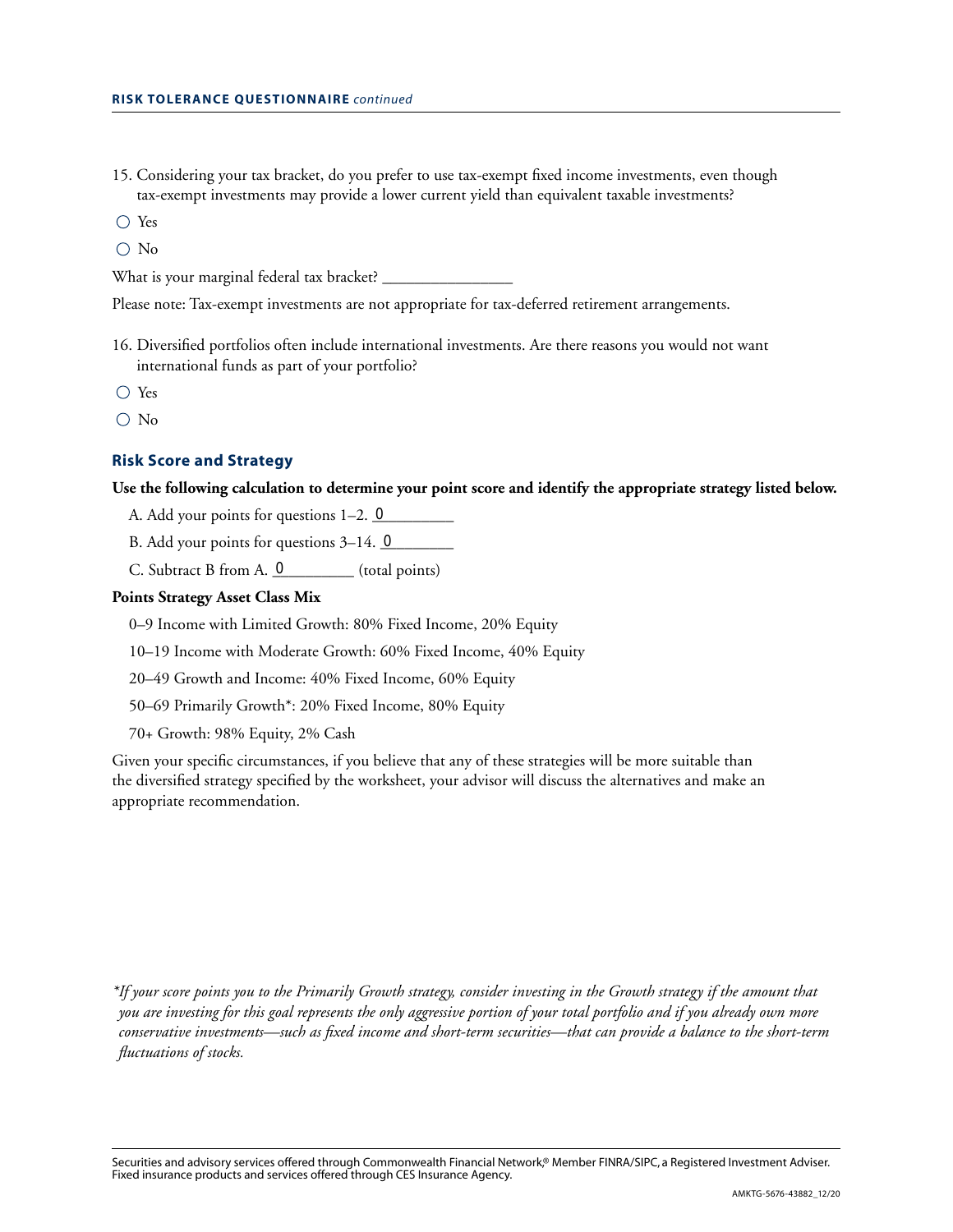15. Considering your tax bracket, do you prefer to use tax-exempt fixed income investments, even though tax-exempt investments may provide a lower current yield than equivalent taxable investments?

○ Yes

○ No

What is your marginal federal tax bracket? ________________

Please note: Tax-exempt investments are not appropriate for tax-deferred retirement arrangements.

16. Diversified portfolios often include international investments. Are there reasons you would not want international funds as part of your portfolio?

○ Yes

○ No

### Risk Score and Strategy

**Use the following calculation to determine your point score and identify the appropriate strategy listed below.**

A. Add your points for questions 1–2. 0

B. Add your points for questions 3–14. 0

C. Subtract B from A. 0 (total points)

**Points Strategy Asset Class Mix**

0–9 Income with Limited Growth: 80% Fixed Income, 20% Equity

10–19 Income with Moderate Growth: 60% Fixed Income, 40% Equity

20–49 Growth and Income: 40% Fixed Income, 60% Equity

50–69 Primarily Growth*: 20% Fixed Income, 80% Equity

70+ Growth: 98% Equity, 2% Cash

Given your specific circumstances, if you believe that any of these strategies will be more suitable than the diversified strategy specified by the worksheet, your advisor will discuss the alternatives and make an appropriate recommendation.

*\*If your score points you to the Primarily Growth strategy, consider investing in the Growth strategy if the amount that you are investing for this goal represents the only aggressive portion of your total portfolio and if you already own more conservative investments—such as fixed income and short-term securities—that can provide a balance to the short-term fluctuations of stocks.*

Securities and advisory services offered through Commonwealth Financial Network,® Member FINRA/SIPC, a Registered Investment Adviser. Fixed insurance products and services offered through CES Insurance Agency.

AMKTG-5676-43882_12/20